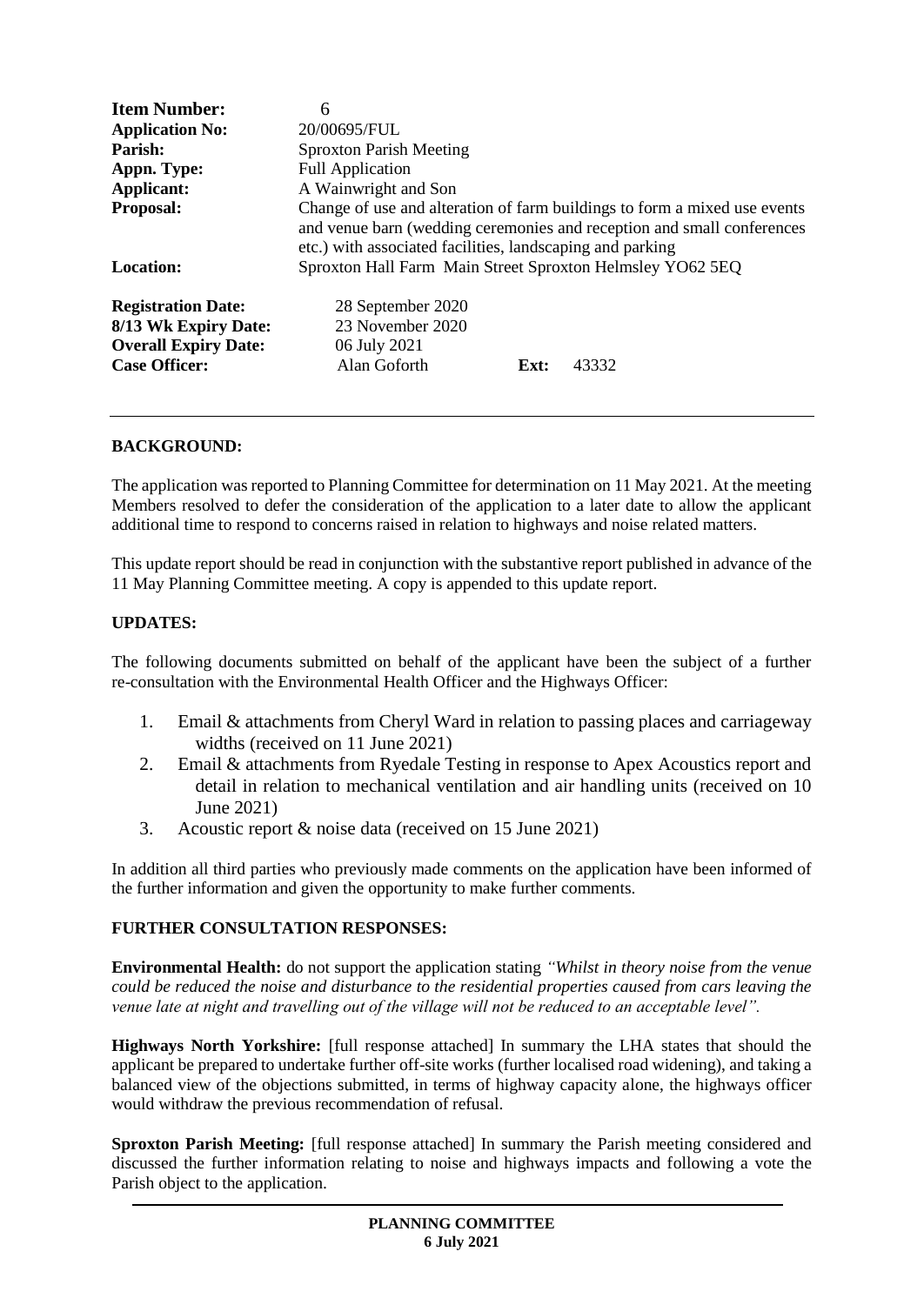| | | | |
|---|---|---|---|
| **Item Number:** | 6 | | |
| **Application No:** | 20/00695/FUL | | |
| **Parish:** | Sproxton Parish Meeting | | |
| **Appn. Type:** | Full Application | | |
| **Applicant:** | A Wainwright and Son | | |
| **Proposal:** | Change of use and alteration of farm buildings to form a mixed use events and venue barn (wedding ceremonies and reception and small conferences etc.) with associated facilities, landscaping and parking | | |
| **Location:** | Sproxton Hall Farm Main Street Sproxton Helmsley YO62 5EQ | | |
| **Registration Date:** | 28 September 2020 | | |
| **8/13 Wk Expiry Date:** | 23 November 2020 | | |
| **Overall Expiry Date:** | 06 July 2021 | | |
| **Case Officer:** | Alan Goforth | **Ext:** | 43332 |

**BACKGROUND:**

The application was reported to Planning Committee for determination on 11 May 2021. At the meeting Members resolved to defer the consideration of the application to a later date to allow the applicant additional time to respond to concerns raised in relation to highways and noise related matters.

This update report should be read in conjunction with the substantive report published in advance of the 11 May Planning Committee meeting. A copy is appended to this update report.

**UPDATES:**

The following documents submitted on behalf of the applicant have been the subject of a further re-consultation with the Environmental Health Officer and the Highways Officer:

1. Email & attachments from Cheryl Ward in relation to passing places and carriageway widths (received on 11 June 2021)
2. Email & attachments from Ryedale Testing in response to Apex Acoustics report and detail in relation to mechanical ventilation and air handling units (received on 10 June 2021)
3. Acoustic report & noise data (received on 15 June 2021)

In addition all third parties who previously made comments on the application have been informed of the further information and given the opportunity to make further comments.

**FURTHER CONSULTATION RESPONSES:**

**Environmental Health:** do not support the application stating *"Whilst in theory noise from the venue could be reduced the noise and disturbance to the residential properties caused from cars leaving the venue late at night and travelling out of the village will not be reduced to an acceptable level".*

**Highways North Yorkshire:** [full response attached] In summary the LHA states that should the applicant be prepared to undertake further off-site works (further localised road widening), and taking a balanced view of the objections submitted, in terms of highway capacity alone, the highways officer would withdraw the previous recommendation of refusal.

**Sproxton Parish Meeting:** [full response attached] In summary the Parish meeting considered and discussed the further information relating to noise and highways impacts and following a vote the Parish object to the application.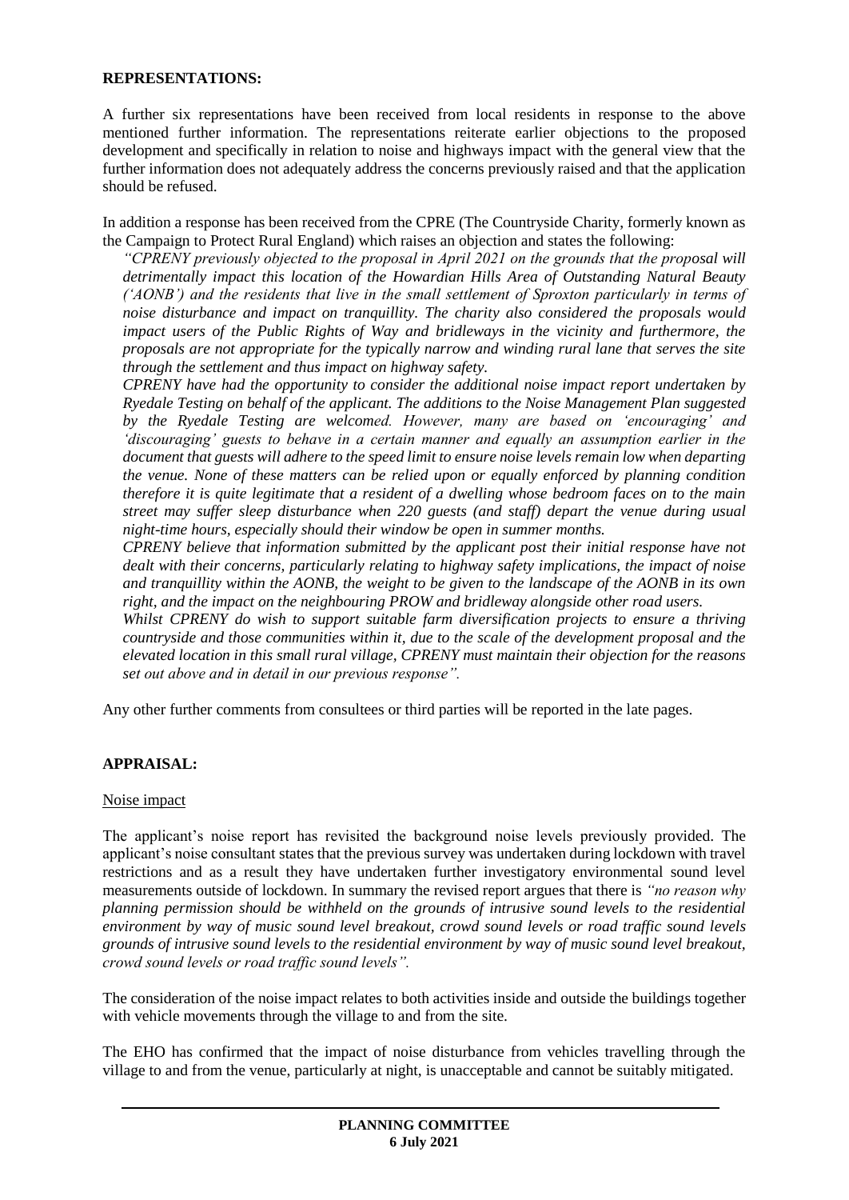**REPRESENTATIONS:**

A further six representations have been received from local residents in response to the above mentioned further information. The representations reiterate earlier objections to the proposed development and specifically in relation to noise and highways impact with the general view that the further information does not adequately address the concerns previously raised and that the application should be refused.

In addition a response has been received from the CPRE (The Countryside Charity, formerly known as the Campaign to Protect Rural England) which raises an objection and states the following:

*"CPRENY previously objected to the proposal in April 2021 on the grounds that the proposal will detrimentally impact this location of the Howardian Hills Area of Outstanding Natural Beauty ('AONB') and the residents that live in the small settlement of Sproxton particularly in terms of noise disturbance and impact on tranquillity. The charity also considered the proposals would impact users of the Public Rights of Way and bridleways in the vicinity and furthermore, the proposals are not appropriate for the typically narrow and winding rural lane that serves the site through the settlement and thus impact on highway safety.*

*CPRENY have had the opportunity to consider the additional noise impact report undertaken by Ryedale Testing on behalf of the applicant. The additions to the Noise Management Plan suggested by the Ryedale Testing are welcomed. However, many are based on 'encouraging' and 'discouraging' guests to behave in a certain manner and equally an assumption earlier in the document that guests will adhere to the speed limit to ensure noise levels remain low when departing the venue. None of these matters can be relied upon or equally enforced by planning condition therefore it is quite legitimate that a resident of a dwelling whose bedroom faces on to the main street may suffer sleep disturbance when 220 guests (and staff) depart the venue during usual night-time hours, especially should their window be open in summer months.*

*CPRENY believe that information submitted by the applicant post their initial response have not dealt with their concerns, particularly relating to highway safety implications, the impact of noise and tranquillity within the AONB, the weight to be given to the landscape of the AONB in its own right, and the impact on the neighbouring PROW and bridleway alongside other road users.*

*Whilst CPRENY do wish to support suitable farm diversification projects to ensure a thriving countryside and those communities within it, due to the scale of the development proposal and the elevated location in this small rural village, CPRENY must maintain their objection for the reasons set out above and in detail in our previous response".*

Any other further comments from consultees or third parties will be reported in the late pages.

**APPRAISAL:**

Noise impact

The applicant's noise report has revisited the background noise levels previously provided. The applicant's noise consultant states that the previous survey was undertaken during lockdown with travel restrictions and as a result they have undertaken further investigatory environmental sound level measurements outside of lockdown. In summary the revised report argues that there is *"no reason why planning permission should be withheld on the grounds of intrusive sound levels to the residential environment by way of music sound level breakout, crowd sound levels or road traffic sound levels grounds of intrusive sound levels to the residential environment by way of music sound level breakout, crowd sound levels or road traffic sound levels".*

The consideration of the noise impact relates to both activities inside and outside the buildings together with vehicle movements through the village to and from the site.

The EHO has confirmed that the impact of noise disturbance from vehicles travelling through the village to and from the venue, particularly at night, is unacceptable and cannot be suitably mitigated.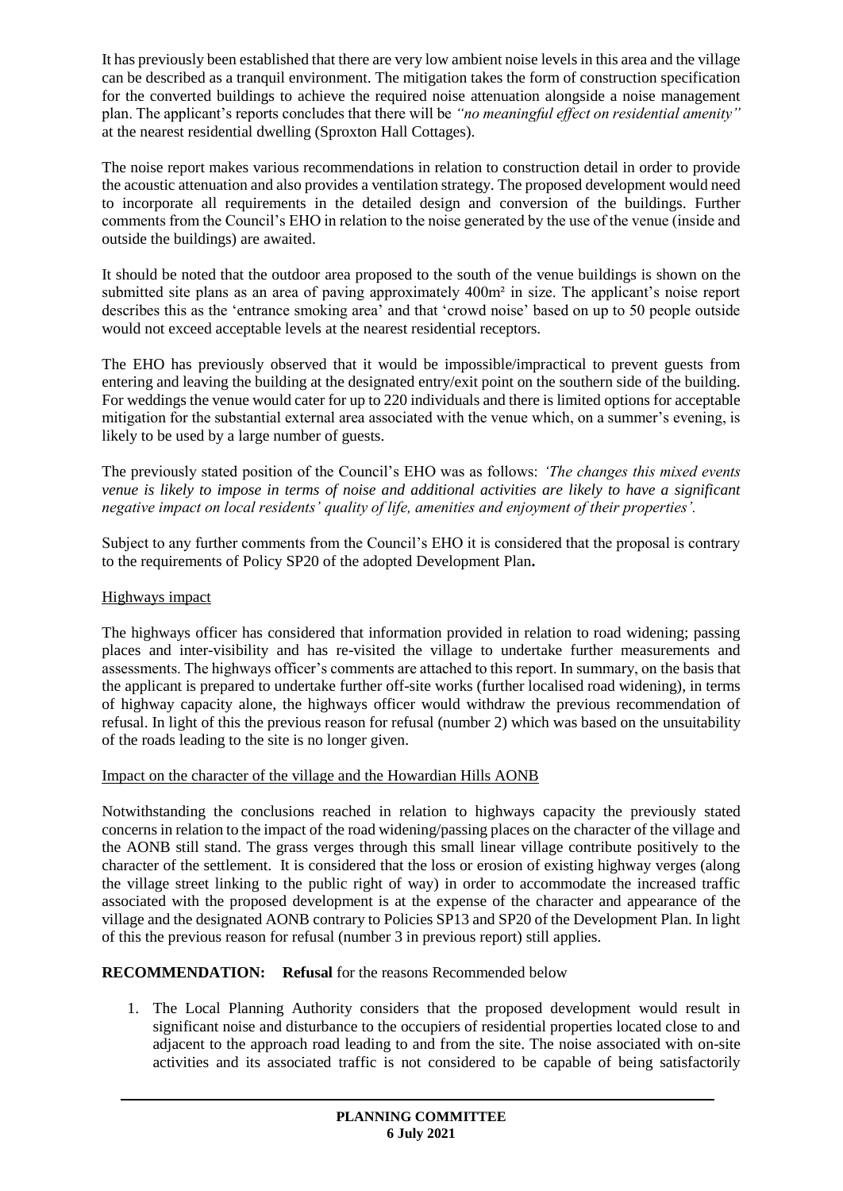It has previously been established that there are very low ambient noise levels in this area and the village can be described as a tranquil environment. The mitigation takes the form of construction specification for the converted buildings to achieve the required noise attenuation alongside a noise management plan. The applicant's reports concludes that there will be *"no meaningful effect on residential amenity"* at the nearest residential dwelling (Sproxton Hall Cottages).

The noise report makes various recommendations in relation to construction detail in order to provide the acoustic attenuation and also provides a ventilation strategy. The proposed development would need to incorporate all requirements in the detailed design and conversion of the buildings. Further comments from the Council's EHO in relation to the noise generated by the use of the venue (inside and outside the buildings) are awaited.

It should be noted that the outdoor area proposed to the south of the venue buildings is shown on the submitted site plans as an area of paving approximately 400m² in size. The applicant's noise report describes this as the 'entrance smoking area' and that 'crowd noise' based on up to 50 people outside would not exceed acceptable levels at the nearest residential receptors.

The EHO has previously observed that it would be impossible/impractical to prevent guests from entering and leaving the building at the designated entry/exit point on the southern side of the building. For weddings the venue would cater for up to 220 individuals and there is limited options for acceptable mitigation for the substantial external area associated with the venue which, on a summer's evening, is likely to be used by a large number of guests.

The previously stated position of the Council's EHO was as follows: *'The changes this mixed events venue is likely to impose in terms of noise and additional activities are likely to have a significant negative impact on local residents' quality of life, amenities and enjoyment of their properties'.*

Subject to any further comments from the Council's EHO it is considered that the proposal is contrary to the requirements of Policy SP20 of the adopted Development Plan**.**

Highways impact

The highways officer has considered that information provided in relation to road widening; passing places and inter-visibility and has re-visited the village to undertake further measurements and assessments. The highways officer's comments are attached to this report. In summary, on the basis that the applicant is prepared to undertake further off-site works (further localised road widening), in terms of highway capacity alone, the highways officer would withdraw the previous recommendation of refusal. In light of this the previous reason for refusal (number 2) which was based on the unsuitability of the roads leading to the site is no longer given.

Impact on the character of the village and the Howardian Hills AONB

Notwithstanding the conclusions reached in relation to highways capacity the previously stated concerns in relation to the impact of the road widening/passing places on the character of the village and the AONB still stand. The grass verges through this small linear village contribute positively to the character of the settlement. It is considered that the loss or erosion of existing highway verges (along the village street linking to the public right of way) in order to accommodate the increased traffic associated with the proposed development is at the expense of the character and appearance of the village and the designated AONB contrary to Policies SP13 and SP20 of the Development Plan. In light of this the previous reason for refusal (number 3 in previous report) still applies.

**RECOMMENDATION: Refusal** for the reasons Recommended below

1. The Local Planning Authority considers that the proposed development would result in significant noise and disturbance to the occupiers of residential properties located close to and adjacent to the approach road leading to and from the site. The noise associated with on-site activities and its associated traffic is not considered to be capable of being satisfactorily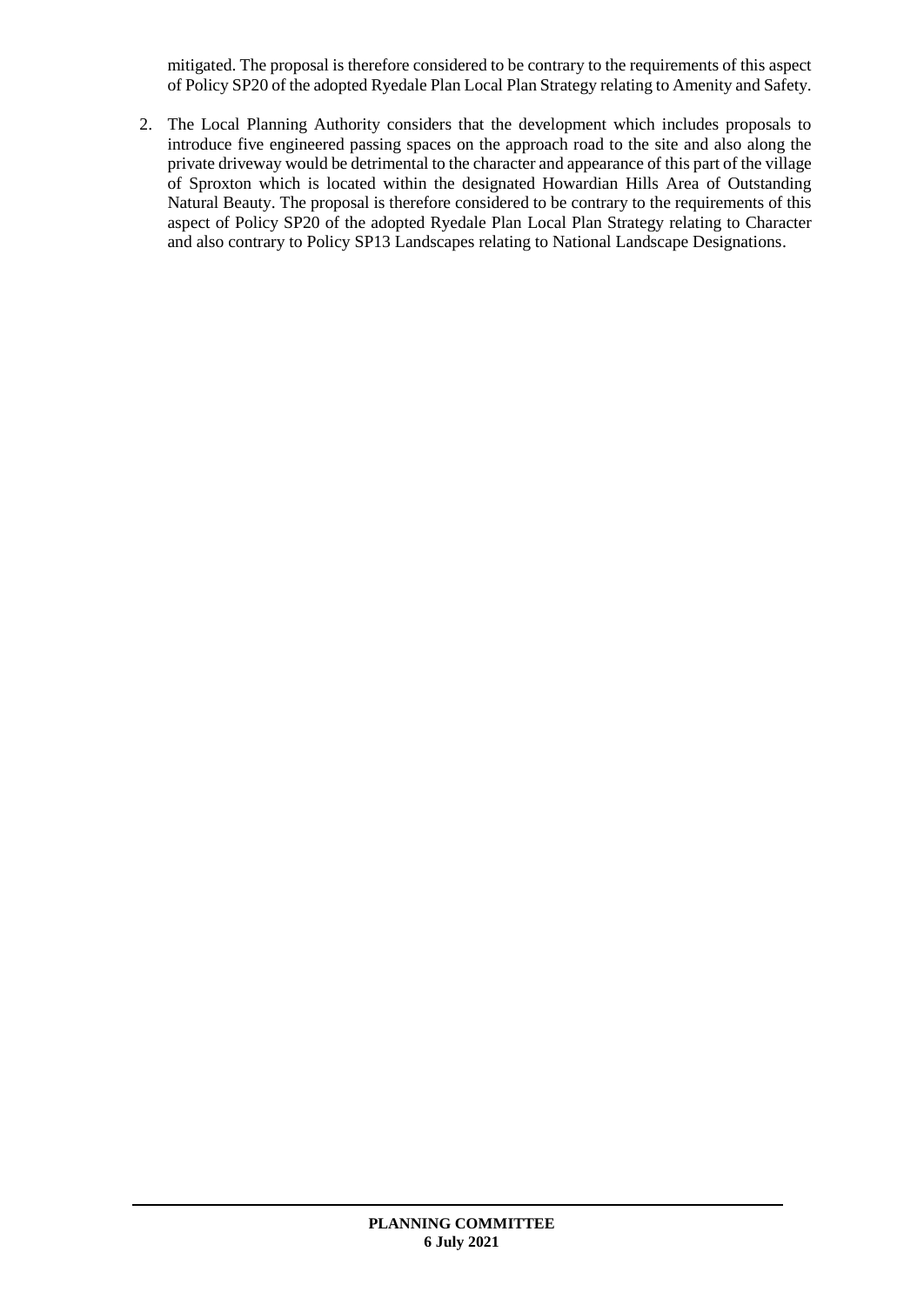mitigated. The proposal is therefore considered to be contrary to the requirements of this aspect of Policy SP20 of the adopted Ryedale Plan Local Plan Strategy relating to Amenity and Safety.

2. The Local Planning Authority considers that the development which includes proposals to introduce five engineered passing spaces on the approach road to the site and also along the private driveway would be detrimental to the character and appearance of this part of the village of Sproxton which is located within the designated Howardian Hills Area of Outstanding Natural Beauty. The proposal is therefore considered to be contrary to the requirements of this aspect of Policy SP20 of the adopted Ryedale Plan Local Plan Strategy relating to Character and also contrary to Policy SP13 Landscapes relating to National Landscape Designations.